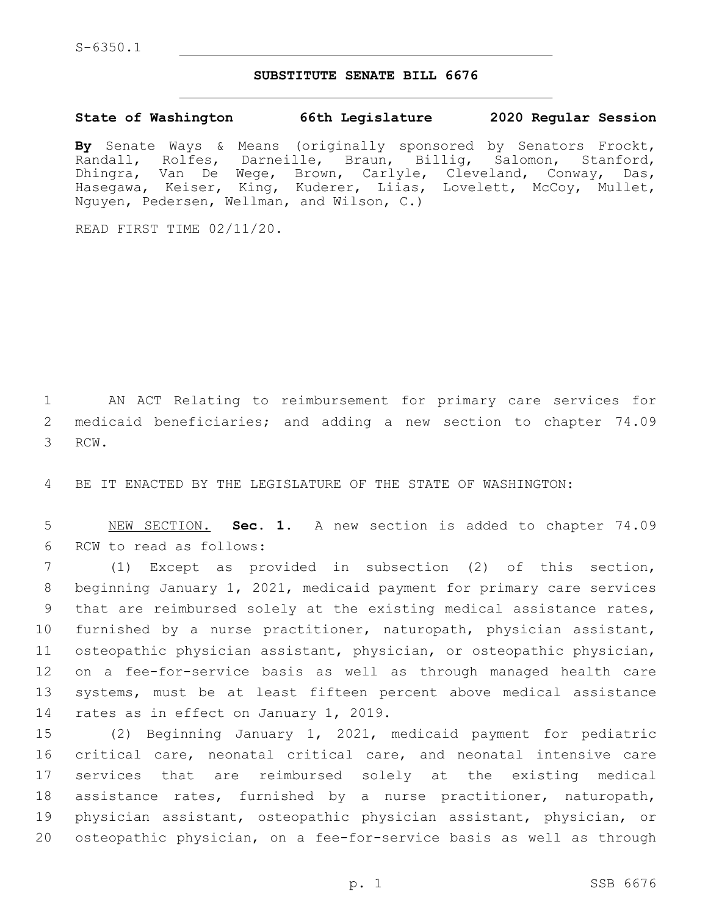S-6350.1

## SUBSTITUTE SENATE BILL 6676

**State of Washington 66th Legislature 2020 Regular Session**

**By** Senate Ways & Means (originally sponsored by Senators Frockt, Randall, Rolfes, Darneille, Braun, Billig, Salomon, Stanford, Dhingra, Van De Wege, Brown, Carlyle, Cleveland, Conway, Das, Hasegawa, Keiser, King, Kuderer, Liias, Lovelett, McCoy, Mullet, Nguyen, Pedersen, Wellman, and Wilson, C.)

READ FIRST TIME 02/11/20.

AN ACT Relating to reimbursement for primary care services for medicaid beneficiaries; and adding a new section to chapter 74.09 RCW.

BE IT ENACTED BY THE LEGISLATURE OF THE STATE OF WASHINGTON:

NEW SECTION. **Sec. 1.** A new section is added to chapter 74.09 RCW to read as follows:

(1) Except as provided in subsection (2) of this section, beginning January 1, 2021, medicaid payment for primary care services that are reimbursed solely at the existing medical assistance rates, furnished by a nurse practitioner, naturopath, physician assistant, osteopathic physician assistant, physician, or osteopathic physician, on a fee-for-service basis as well as through managed health care systems, must be at least fifteen percent above medical assistance rates as in effect on January 1, 2019.

(2) Beginning January 1, 2021, medicaid payment for pediatric critical care, neonatal critical care, and neonatal intensive care services that are reimbursed solely at the existing medical assistance rates, furnished by a nurse practitioner, naturopath, physician assistant, osteopathic physician assistant, physician, or osteopathic physician, on a fee-for-service basis as well as through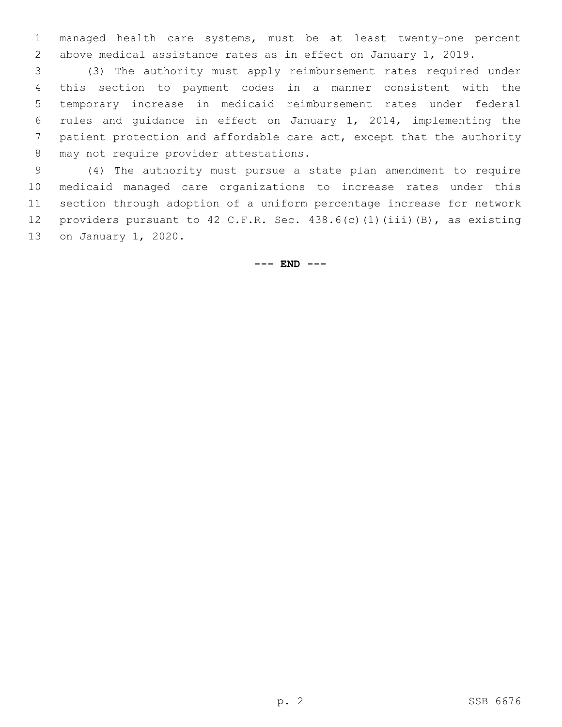managed health care systems, must be at least twenty-one percent above medical assistance rates as in effect on January 1, 2019.

(3) The authority must apply reimbursement rates required under this section to payment codes in a manner consistent with the temporary increase in medicaid reimbursement rates under federal rules and guidance in effect on January 1, 2014, implementing the patient protection and affordable care act, except that the authority may not require provider attestations.

(4) The authority must pursue a state plan amendment to require medicaid managed care organizations to increase rates under this section through adoption of a uniform percentage increase for network providers pursuant to 42 C.F.R. Sec. 438.6(c)(1)(iii)(B), as existing on January 1, 2020.

**--- END ---**